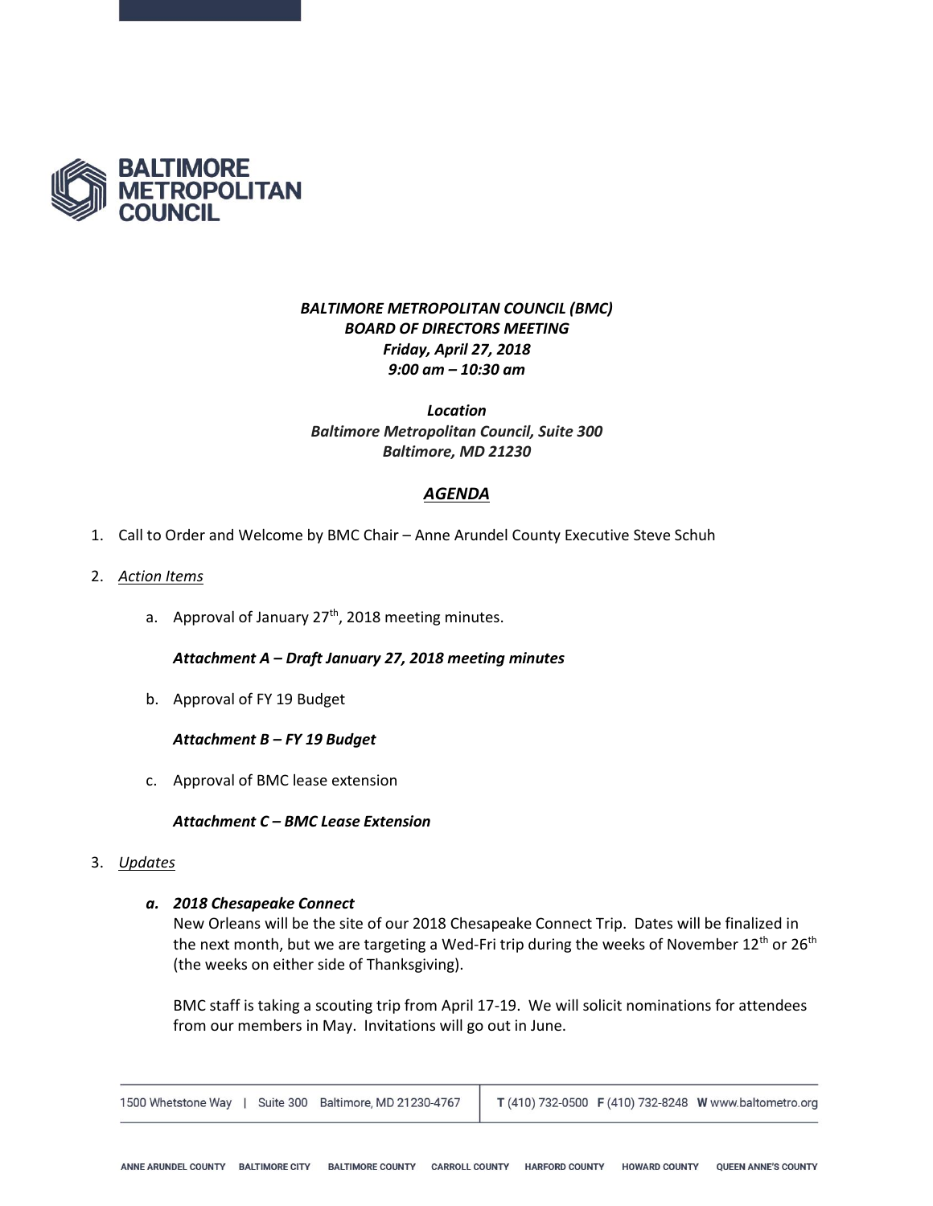**BALTIMORE METROPOLITAN COUNCIL**

***BALTIMORE METROPOLITAN COUNCIL (BMC)***
***BOARD OF DIRECTORS MEETING***
***Friday, April 27, 2018***
***9:00 am – 10:30 am***

***Location***
***Baltimore Metropolitan Council, Suite 300***
***Baltimore, MD 21230***

## ***AGENDA***

1. Call to Order and Welcome by BMC Chair – Anne Arundel County Executive Steve Schuh

2. *Action Items*

   a. Approval of January 27th, 2018 meeting minutes.

      ***Attachment A – Draft January 27, 2018 meeting minutes***

   b. Approval of FY 19 Budget

      ***Attachment B – FY 19 Budget***

   c. Approval of BMC lease extension

      ***Attachment C – BMC Lease Extension***

3. *Updates*

   ***a. 2018 Chesapeake Connect***
   New Orleans will be the site of our 2018 Chesapeake Connect Trip. Dates will be finalized in the next month, but we are targeting a Wed-Fri trip during the weeks of November 12th or 26th (the weeks on either side of Thanksgiving).

   BMC staff is taking a scouting trip from April 17-19. We will solicit nominations for attendees from our members in May. Invitations will go out in June.

1500 Whetstone Way | Suite 300 Baltimore, MD 21230-4767 | T (410) 732-0500 F (410) 732-8248 W www.baltometro.org

ANNE ARUNDEL COUNTY BALTIMORE CITY BALTIMORE COUNTY CARROLL COUNTY HARFORD COUNTY HOWARD COUNTY QUEEN ANNE'S COUNTY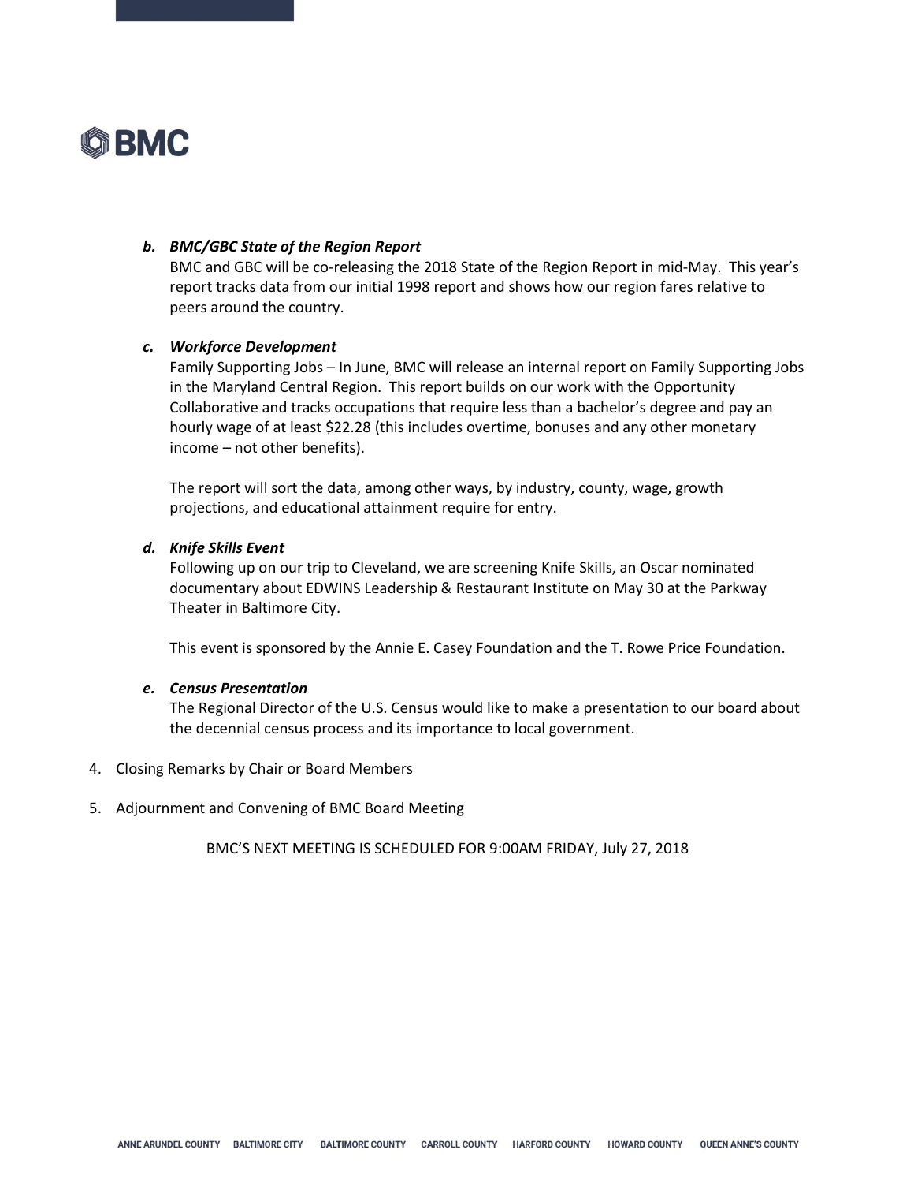**BMC**

*b.* ***BMC/GBC State of the Region Report***

BMC and GBC will be co-releasing the 2018 State of the Region Report in mid-May. This year's report tracks data from our initial 1998 report and shows how our region fares relative to peers around the country.

*c.* ***Workforce Development***

Family Supporting Jobs – In June, BMC will release an internal report on Family Supporting Jobs in the Maryland Central Region. This report builds on our work with the Opportunity Collaborative and tracks occupations that require less than a bachelor's degree and pay an hourly wage of at least $22.28 (this includes overtime, bonuses and any other monetary income – not other benefits).

The report will sort the data, among other ways, by industry, county, wage, growth projections, and educational attainment require for entry.

*d.* ***Knife Skills Event***

Following up on our trip to Cleveland, we are screening Knife Skills, an Oscar nominated documentary about EDWINS Leadership & Restaurant Institute on May 30 at the Parkway Theater in Baltimore City.

This event is sponsored by the Annie E. Casey Foundation and the T. Rowe Price Foundation.

*e.* ***Census Presentation***

The Regional Director of the U.S. Census would like to make a presentation to our board about the decennial census process and its importance to local government.

4. Closing Remarks by Chair or Board Members

5. Adjournment and Convening of BMC Board Meeting

BMC'S NEXT MEETING IS SCHEDULED FOR 9:00AM FRIDAY, July 27, 2018

ANNE ARUNDEL COUNTY BALTIMORE CITY BALTIMORE COUNTY CARROLL COUNTY HARFORD COUNTY HOWARD COUNTY QUEEN ANNE'S COUNTY